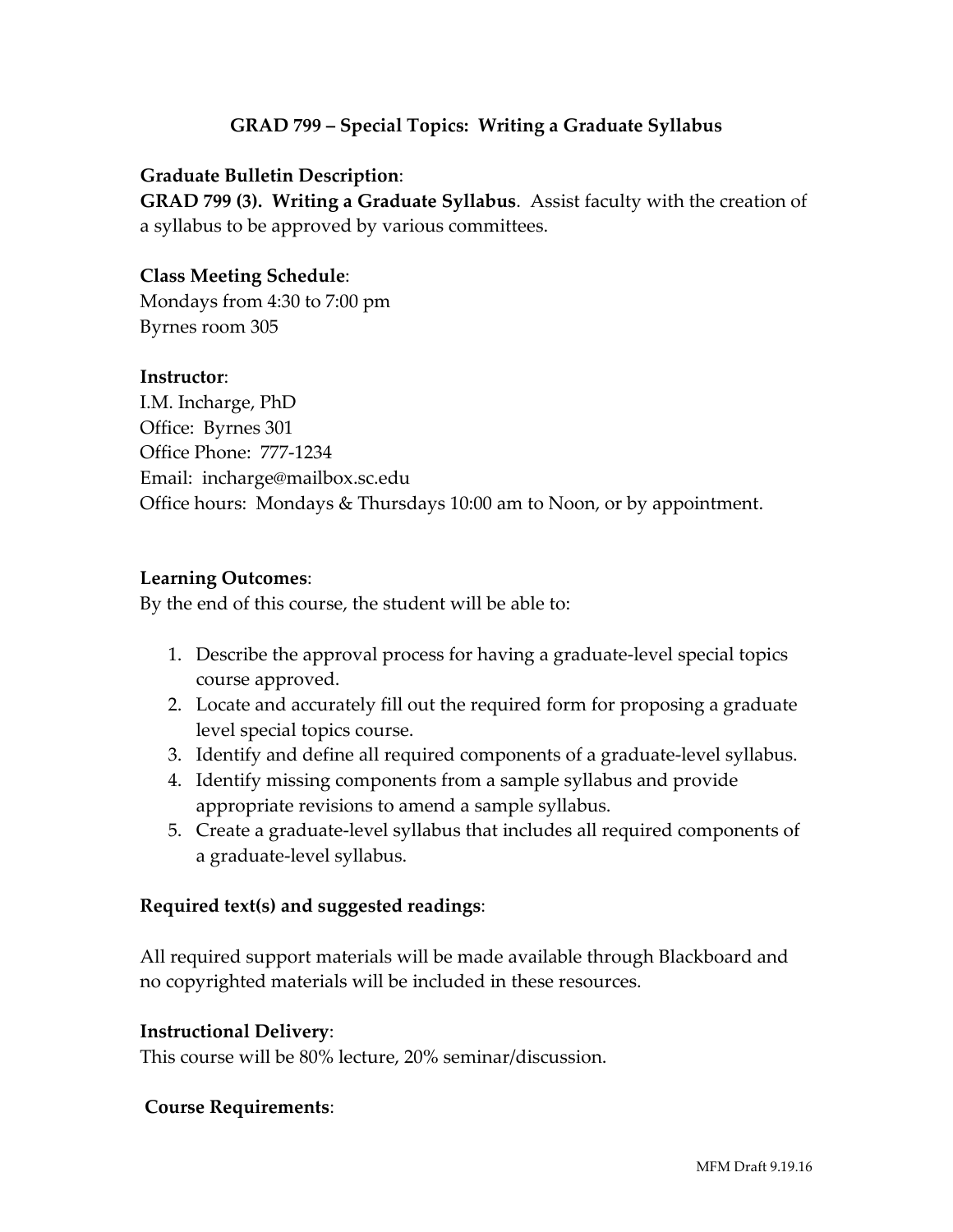# GRAD 799 – Special Topics: Writing a Graduate Syllabus

**Graduate Bulletin Description**:
**GRAD 799 (3). Writing a Graduate Syllabus**. Assist faculty with the creation of a syllabus to be approved by various committees.

**Class Meeting Schedule**:
Mondays from 4:30 to 7:00 pm
Byrnes room 305

**Instructor**:
I.M. Incharge, PhD
Office: Byrnes 301
Office Phone: 777-1234
Email: incharge@mailbox.sc.edu
Office hours: Mondays & Thursdays 10:00 am to Noon, or by appointment.

**Learning Outcomes**:
By the end of this course, the student will be able to:

1. Describe the approval process for having a graduate-level special topics course approved.
2. Locate and accurately fill out the required form for proposing a graduate level special topics course.
3. Identify and define all required components of a graduate-level syllabus.
4. Identify missing components from a sample syllabus and provide appropriate revisions to amend a sample syllabus.
5. Create a graduate-level syllabus that includes all required components of a graduate-level syllabus.

**Required text(s) and suggested readings**:

All required support materials will be made available through Blackboard and no copyrighted materials will be included in these resources.

**Instructional Delivery**:
This course will be 80% lecture, 20% seminar/discussion.

**Course Requirements**: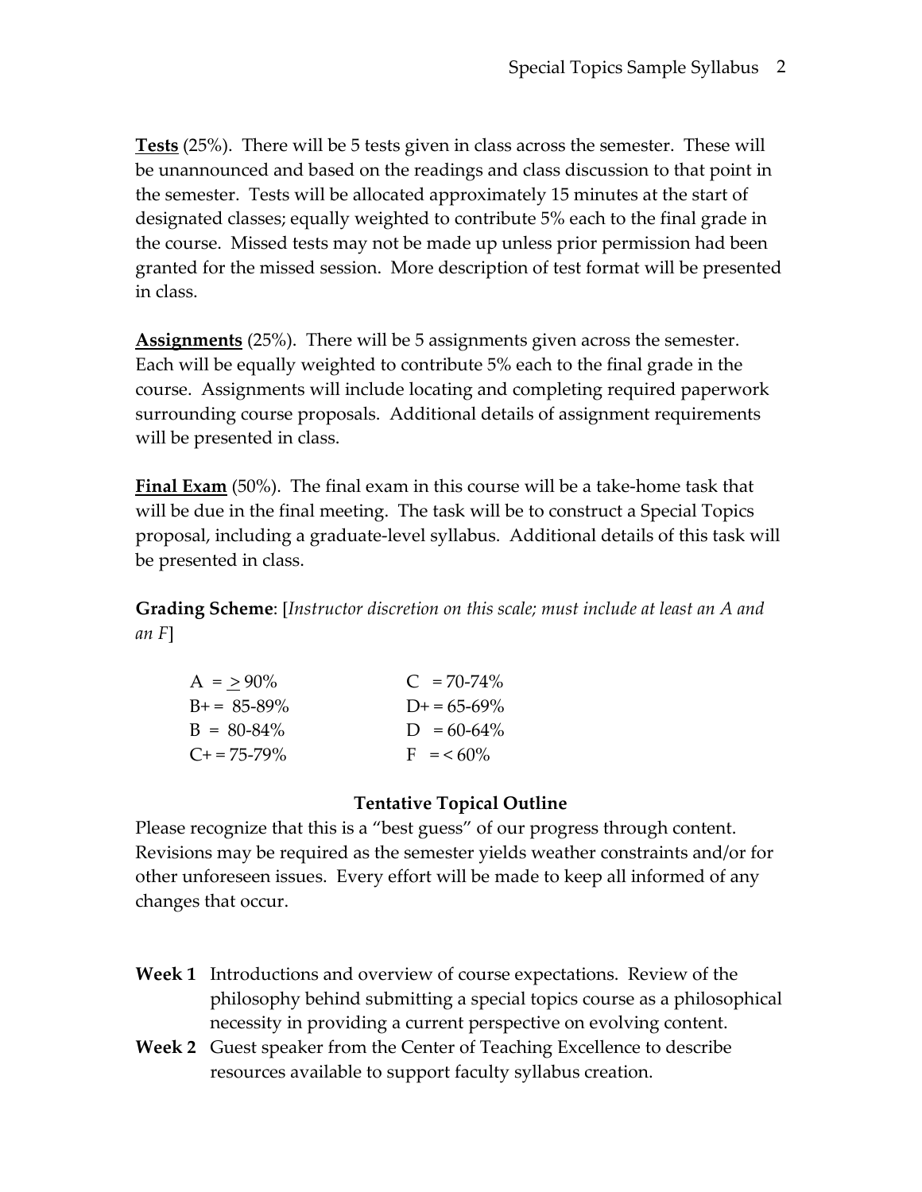**<u>Tests</u>** (25%). There will be 5 tests given in class across the semester. These will be unannounced and based on the readings and class discussion to that point in the semester. Tests will be allocated approximately 15 minutes at the start of designated classes; equally weighted to contribute 5% each to the final grade in the course. Missed tests may not be made up unless prior permission had been granted for the missed session. More description of test format will be presented in class.

**<u>Assignments</u>** (25%). There will be 5 assignments given across the semester. Each will be equally weighted to contribute 5% each to the final grade in the course. Assignments will include locating and completing required paperwork surrounding course proposals. Additional details of assignment requirements will be presented in class.

**<u>Final Exam</u>** (50%). The final exam in this course will be a take-home task that will be due in the final meeting. The task will be to construct a Special Topics proposal, including a graduate-level syllabus. Additional details of this task will be presented in class.

**Grading Scheme**: [*Instructor discretion on this scale; must include at least an A and an F*]

| | |
|---|---|
| A = ≥ 90% | C = 70-74% |
| B+ = 85-89% | D+ = 65-69% |
| B = 80-84% | D = 60-64% |
| C+ = 75-79% | F = < 60% |

### Tentative Topical Outline

Please recognize that this is a "best guess" of our progress through content. Revisions may be required as the semester yields weather constraints and/or for other unforeseen issues. Every effort will be made to keep all informed of any changes that occur.

**Week 1** Introductions and overview of course expectations. Review of the philosophy behind submitting a special topics course as a philosophical necessity in providing a current perspective on evolving content.

**Week 2** Guest speaker from the Center of Teaching Excellence to describe resources available to support faculty syllabus creation.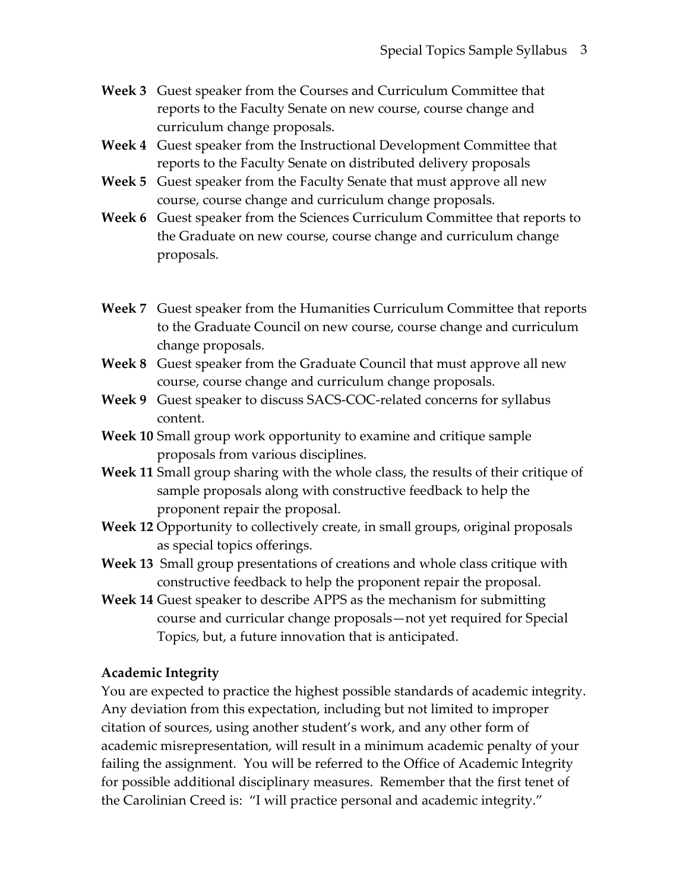**Week 3** Guest speaker from the Courses and Curriculum Committee that reports to the Faculty Senate on new course, course change and curriculum change proposals.

**Week 4** Guest speaker from the Instructional Development Committee that reports to the Faculty Senate on distributed delivery proposals

**Week 5** Guest speaker from the Faculty Senate that must approve all new course, course change and curriculum change proposals.

**Week 6** Guest speaker from the Sciences Curriculum Committee that reports to the Graduate on new course, course change and curriculum change proposals.

**Week 7** Guest speaker from the Humanities Curriculum Committee that reports to the Graduate Council on new course, course change and curriculum change proposals.

**Week 8** Guest speaker from the Graduate Council that must approve all new course, course change and curriculum change proposals.

**Week 9** Guest speaker to discuss SACS-COC-related concerns for syllabus content.

**Week 10** Small group work opportunity to examine and critique sample proposals from various disciplines.

**Week 11** Small group sharing with the whole class, the results of their critique of sample proposals along with constructive feedback to help the proponent repair the proposal.

**Week 12** Opportunity to collectively create, in small groups, original proposals as special topics offerings.

**Week 13** Small group presentations of creations and whole class critique with constructive feedback to help the proponent repair the proposal.

**Week 14** Guest speaker to describe APPS as the mechanism for submitting course and curricular change proposals—not yet required for Special Topics, but, a future innovation that is anticipated.

**Academic Integrity**

You are expected to practice the highest possible standards of academic integrity. Any deviation from this expectation, including but not limited to improper citation of sources, using another student's work, and any other form of academic misrepresentation, will result in a minimum academic penalty of your failing the assignment. You will be referred to the Office of Academic Integrity for possible additional disciplinary measures. Remember that the first tenet of the Carolinian Creed is: "I will practice personal and academic integrity."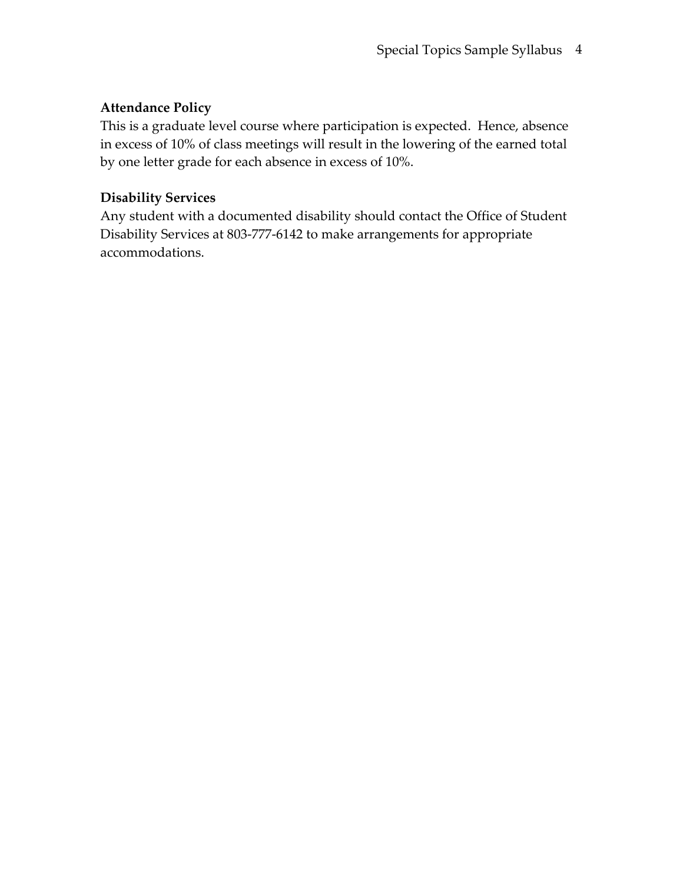**Attendance Policy**

This is a graduate level course where participation is expected. Hence, absence in excess of 10% of class meetings will result in the lowering of the earned total by one letter grade for each absence in excess of 10%.

**Disability Services**

Any student with a documented disability should contact the Office of Student Disability Services at 803-777-6142 to make arrangements for appropriate accommodations.